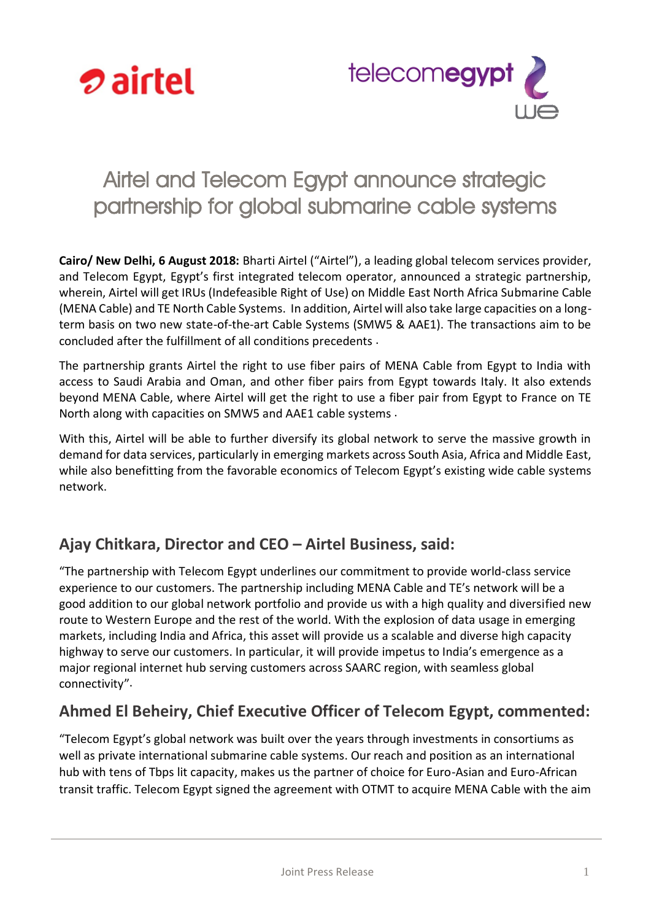# Airtel and Telecom Egypt announce strategic partnership for global submarine cable systems

**Cairo/ New Delhi, 6 August 2018:** Bharti Airtel ("Airtel"), a leading global telecom services provider, and Telecom Egypt, Egypt's first integrated telecom operator, announced a strategic partnership, wherein, Airtel will get IRUs (Indefeasible Right of Use) on Middle East North Africa Submarine Cable (MENA Cable) and TE North Cable Systems. In addition, Airtel will also take large capacities on a long-term basis on two new state-of-the-art Cable Systems (SMW5 & AAE1). The transactions aim to be concluded after the fulfillment of all conditions precedents.

The partnership grants Airtel the right to use fiber pairs of MENA Cable from Egypt to India with access to Saudi Arabia and Oman, and other fiber pairs from Egypt towards Italy. It also extends beyond MENA Cable, where Airtel will get the right to use a fiber pair from Egypt to France on TE North along with capacities on SMW5 and AAE1 cable systems.

With this, Airtel will be able to further diversify its global network to serve the massive growth in demand for data services, particularly in emerging markets across South Asia, Africa and Middle East, while also benefitting from the favorable economics of Telecom Egypt's existing wide cable systems network.

## Ajay Chitkara, Director and CEO – Airtel Business, said:

"The partnership with Telecom Egypt underlines our commitment to provide world-class service experience to our customers. The partnership including MENA Cable and TE's network will be a good addition to our global network portfolio and provide us with a high quality and diversified new route to Western Europe and the rest of the world. With the explosion of data usage in emerging markets, including India and Africa, this asset will provide us a scalable and diverse high capacity highway to serve our customers. In particular, it will provide impetus to India's emergence as a major regional internet hub serving customers across SAARC region, with seamless global connectivity".

## Ahmed El Beheiry, Chief Executive Officer of Telecom Egypt, commented:

"Telecom Egypt's global network was built over the years through investments in consortiums as well as private international submarine cable systems. Our reach and position as an international hub with tens of Tbps lit capacity, makes us the partner of choice for Euro-Asian and Euro-African transit traffic. Telecom Egypt signed the agreement with OTMT to acquire MENA Cable with the aim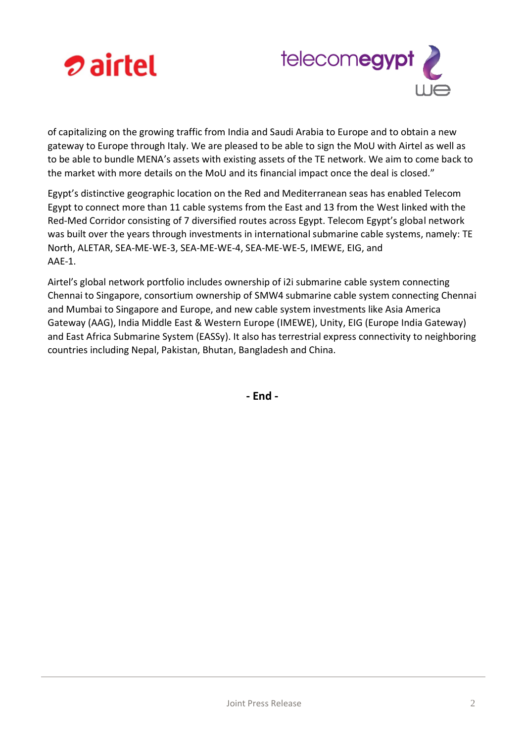of capitalizing on the growing traffic from India and Saudi Arabia to Europe and to obtain a new gateway to Europe through Italy. We are pleased to be able to sign the MoU with Airtel as well as to be able to bundle MENA's assets with existing assets of the TE network. We aim to come back to the market with more details on the MoU and its financial impact once the deal is closed."

Egypt's distinctive geographic location on the Red and Mediterranean seas has enabled Telecom Egypt to connect more than 11 cable systems from the East and 13 from the West linked with the Red-Med Corridor consisting of 7 diversified routes across Egypt. Telecom Egypt's global network was built over the years through investments in international submarine cable systems, namely: TE North, ALETAR, SEA-ME-WE-3, SEA-ME-WE-4, SEA-ME-WE-5, IMEWE, EIG, and AAE-1.

Airtel's global network portfolio includes ownership of i2i submarine cable system connecting Chennai to Singapore, consortium ownership of SMW4 submarine cable system connecting Chennai and Mumbai to Singapore and Europe, and new cable system investments like Asia America Gateway (AAG), India Middle East & Western Europe (IMEWE), Unity, EIG (Europe India Gateway) and East Africa Submarine System (EASSy). It also has terrestrial express connectivity to neighboring countries including Nepal, Pakistan, Bhutan, Bangladesh and China.

**- End -**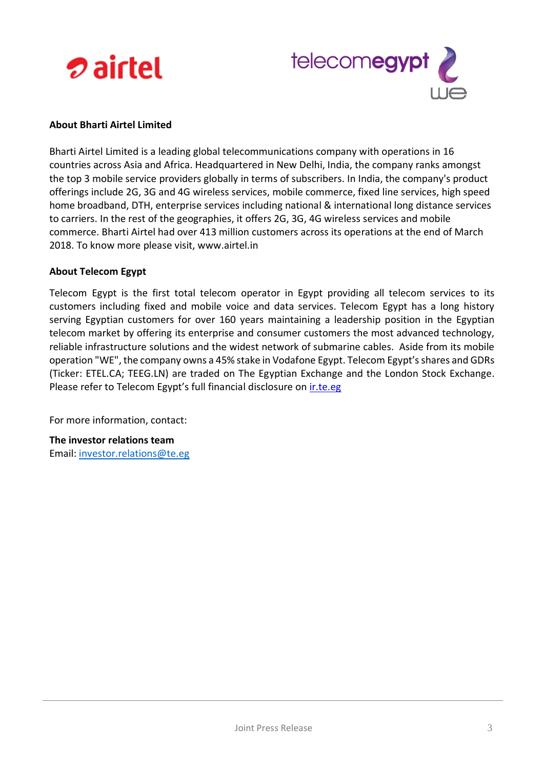**About Bharti Airtel Limited**

Bharti Airtel Limited is a leading global telecommunications company with operations in 16 countries across Asia and Africa. Headquartered in New Delhi, India, the company ranks amongst the top 3 mobile service providers globally in terms of subscribers. In India, the company's product offerings include 2G, 3G and 4G wireless services, mobile commerce, fixed line services, high speed home broadband, DTH, enterprise services including national & international long distance services to carriers. In the rest of the geographies, it offers 2G, 3G, 4G wireless services and mobile commerce. Bharti Airtel had over 413 million customers across its operations at the end of March 2018. To know more please visit, www.airtel.in

**About Telecom Egypt**

Telecom Egypt is the first total telecom operator in Egypt providing all telecom services to its customers including fixed and mobile voice and data services. Telecom Egypt has a long history serving Egyptian customers for over 160 years maintaining a leadership position in the Egyptian telecom market by offering its enterprise and consumer customers the most advanced technology, reliable infrastructure solutions and the widest network of submarine cables. Aside from its mobile operation "WE", the company owns a 45% stake in Vodafone Egypt. Telecom Egypt's shares and GDRs (Ticker: ETEL.CA; TEEG.LN) are traded on The Egyptian Exchange and the London Stock Exchange. Please refer to Telecom Egypt's full financial disclosure on ir.te.eg

For more information, contact:

**The investor relations team**
Email: investor.relations@te.eg